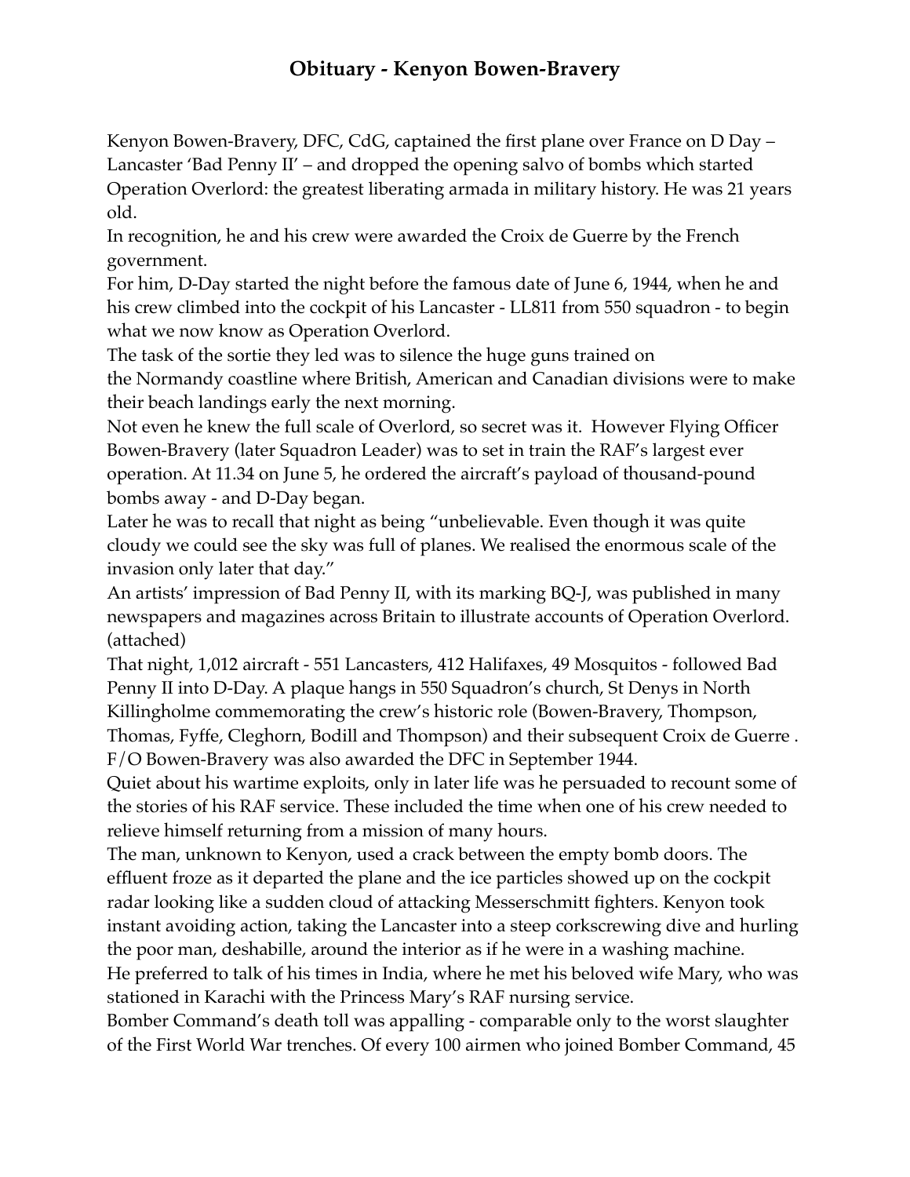# Obituary - Kenyon Bowen-Bravery

Kenyon Bowen-Bravery, DFC, CdG, captained the first plane over France on D Day – Lancaster 'Bad Penny II' – and dropped the opening salvo of bombs which started Operation Overlord: the greatest liberating armada in military history. He was 21 years old.

In recognition, he and his crew were awarded the Croix de Guerre by the French government.

For him, D-Day started the night before the famous date of June 6, 1944, when he and his crew climbed into the cockpit of his Lancaster - LL811 from 550 squadron - to begin what we now know as Operation Overlord.

The task of the sortie they led was to silence the huge guns trained on the Normandy coastline where British, American and Canadian divisions were to make their beach landings early the next morning.

Not even he knew the full scale of Overlord, so secret was it. However Flying Officer Bowen-Bravery (later Squadron Leader) was to set in train the RAF's largest ever operation. At 11.34 on June 5, he ordered the aircraft's payload of thousand-pound bombs away - and D-Day began.

Later he was to recall that night as being "unbelievable. Even though it was quite cloudy we could see the sky was full of planes. We realised the enormous scale of the invasion only later that day."

An artists' impression of Bad Penny II, with its marking BQ-J, was published in many newspapers and magazines across Britain to illustrate accounts of Operation Overlord. (attached)

That night, 1,012 aircraft - 551 Lancasters, 412 Halifaxes, 49 Mosquitos - followed Bad Penny II into D-Day. A plaque hangs in 550 Squadron's church, St Denys in North Killingholme commemorating the crew's historic role (Bowen-Bravery, Thompson, Thomas, Fyffe, Cleghorn, Bodill and Thompson) and their subsequent Croix de Guerre . F/O Bowen-Bravery was also awarded the DFC in September 1944.

Quiet about his wartime exploits, only in later life was he persuaded to recount some of the stories of his RAF service. These included the time when one of his crew needed to relieve himself returning from a mission of many hours.

The man, unknown to Kenyon, used a crack between the empty bomb doors. The effluent froze as it departed the plane and the ice particles showed up on the cockpit radar looking like a sudden cloud of attacking Messerschmitt fighters. Kenyon took instant avoiding action, taking the Lancaster into a steep corkscrewing dive and hurling the poor man, deshabille, around the interior as if he were in a washing machine.

He preferred to talk of his times in India, where he met his beloved wife Mary, who was stationed in Karachi with the Princess Mary's RAF nursing service.

Bomber Command's death toll was appalling - comparable only to the worst slaughter of the First World War trenches. Of every 100 airmen who joined Bomber Command, 45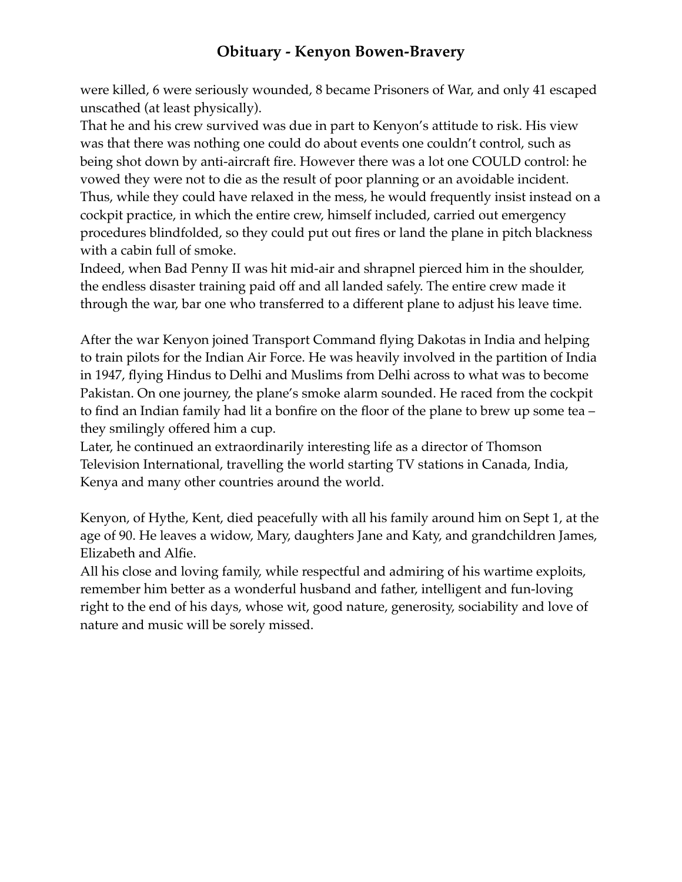were killed, 6 were seriously wounded, 8 became Prisoners of War, and only 41 escaped unscathed (at least physically).

That he and his crew survived was due in part to Kenyon's attitude to risk. His view was that there was nothing one could do about events one couldn't control, such as being shot down by anti-aircraft fire. However there was a lot one COULD control: he vowed they were not to die as the result of poor planning or an avoidable incident. Thus, while they could have relaxed in the mess, he would frequently insist instead on a cockpit practice, in which the entire crew, himself included, carried out emergency procedures blindfolded, so they could put out fires or land the plane in pitch blackness with a cabin full of smoke.

Indeed, when Bad Penny II was hit mid-air and shrapnel pierced him in the shoulder, the endless disaster training paid off and all landed safely. The entire crew made it through the war, bar one who transferred to a different plane to adjust his leave time.

After the war Kenyon joined Transport Command flying Dakotas in India and helping to train pilots for the Indian Air Force. He was heavily involved in the partition of India in 1947, flying Hindus to Delhi and Muslims from Delhi across to what was to become Pakistan. On one journey, the plane's smoke alarm sounded. He raced from the cockpit to find an Indian family had lit a bonfire on the floor of the plane to brew up some tea – they smilingly offered him a cup.

Later, he continued an extraordinarily interesting life as a director of Thomson Television International, travelling the world starting TV stations in Canada, India, Kenya and many other countries around the world.

Kenyon, of Hythe, Kent, died peacefully with all his family around him on Sept 1, at the age of 90. He leaves a widow, Mary, daughters Jane and Katy, and grandchildren James, Elizabeth and Alfie.

All his close and loving family, while respectful and admiring of his wartime exploits, remember him better as a wonderful husband and father, intelligent and fun-loving right to the end of his days, whose wit, good nature, generosity, sociability and love of nature and music will be sorely missed.